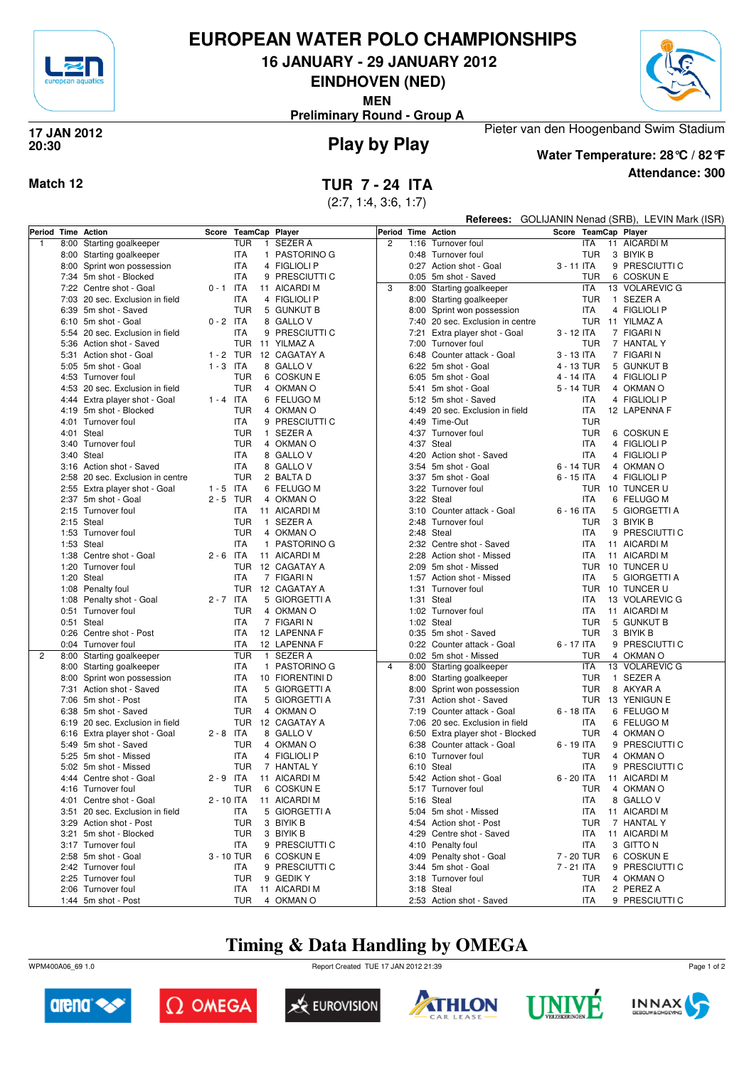# EUROPEAN WATER POLO CHAMPIONSHIPS

## 16 JANUARY - 29 JANUARY 2012

## EINDHOVEN (NED)

### MEN

### Preliminary Round - Group A

**17 JAN 2012**
**20:30**

## Play by Play

Pieter van den Hoogenband Swim Stadium

**Water Temperature: 28°C / 82°F**

**Attendance: 300**

**Match 12**

## TUR 7 - 24 ITA

(2:7, 1:4, 3:6, 1:7)

**Referees:** GOLIJANIN Nenad (SRB), LEVIN Mark (ISR)

| Period | Time | Action | Score | Team | Cap | Player |
|---|---|---|---|---|---|---|
| 1 | 8:00 | Starting goalkeeper | | TUR | 1 | SEZER A |
| | 8:00 | Starting goalkeeper | | ITA | 1 | PASTORINO G |
| | 8:00 | Sprint won possession | | ITA | 4 | FIGLIOLI P |
| | 7:34 | 5m shot - Blocked | | ITA | 9 | PRESCIUTTI C |
| | 7:22 | Centre shot - Goal | 0 - 1 | ITA | 11 | AICARDI M |
| | 7:03 | 20 sec. Exclusion in field | | ITA | 4 | FIGLIOLI P |
| | 6:39 | 5m shot - Saved | | TUR | 5 | GUNKUT B |
| | 6:10 | 5m shot - Goal | 0 - 2 | ITA | 8 | GALLO V |
| | 5:54 | 20 sec. Exclusion in field | | ITA | 9 | PRESCIUTTI C |
| | 5:36 | Action shot - Saved | | TUR | 11 | YILMAZ A |
| | 5:31 | Action shot - Goal | 1 - 2 | TUR | 12 | CAGATAY A |
| | 5:05 | 5m shot - Goal | 1 - 3 | ITA | 8 | GALLO V |
| | 4:53 | Turnover foul | | TUR | 6 | COSKUN E |
| | 4:53 | 20 sec. Exclusion in field | | TUR | 4 | OKMAN O |
| | 4:44 | Extra player shot - Goal | 1 - 4 | ITA | 6 | FELUGO M |
| | 4:19 | 5m shot - Blocked | | TUR | 4 | OKMAN O |
| | 4:01 | Turnover foul | | ITA | 9 | PRESCIUTTI C |
| | 4:01 | Steal | | TUR | 1 | SEZER A |
| | 3:40 | Turnover foul | | TUR | 4 | OKMAN O |
| | 3:40 | Steal | | ITA | 8 | GALLO V |
| | 3:16 | Action shot - Saved | | ITA | 8 | GALLO V |
| | 2:58 | 20 sec. Exclusion in centre | | TUR | 2 | BALTA D |
| | 2:55 | Extra player shot - Goal | 1 - 5 | ITA | 6 | FELUGO M |
| | 2:37 | 5m shot - Goal | 2 - 5 | TUR | 4 | OKMAN O |
| | 2:15 | Turnover foul | | ITA | 11 | AICARDI M |
| | 2:15 | Steal | | TUR | 1 | SEZER A |
| | 1:53 | Turnover foul | | TUR | 4 | OKMAN O |
| | 1:53 | Steal | | ITA | 1 | PASTORINO G |
| | 1:38 | Centre shot - Goal | 2 - 6 | ITA | 11 | AICARDI M |
| | 1:20 | Turnover foul | | TUR | 12 | CAGATAY A |
| | 1:20 | Steal | | ITA | 7 | FIGARI N |
| | 1:08 | Penalty foul | | TUR | 12 | CAGATAY A |
| | 1:08 | Penalty shot - Goal | 2 - 7 | ITA | 5 | GIORGETTI A |
| | 0:51 | Turnover foul | | TUR | 4 | OKMAN O |
| | 0:51 | Steal | | ITA | 7 | FIGARI N |
| | 0:26 | Centre shot - Post | | ITA | 12 | LAPENNA F |
| | 0:04 | Turnover foul | | ITA | 12 | LAPENNA F |
| 2 | 8:00 | Starting goalkeeper | | TUR | 1 | SEZER A |
| | 8:00 | Starting goalkeeper | | ITA | 1 | PASTORINO G |
| | 8:00 | Sprint won possession | | ITA | 10 | FIORENTINI D |
| | 7:31 | Action shot - Saved | | ITA | 5 | GIORGETTI A |
| | 7:06 | 5m shot - Post | | ITA | 5 | GIORGETTI A |
| | 6:38 | 5m shot - Saved | | TUR | 4 | OKMAN O |
| | 6:19 | 20 sec. Exclusion in field | | TUR | 12 | CAGATAY A |
| | 6:16 | Extra player shot - Goal | 2 - 8 | ITA | 8 | GALLO V |
| | 5:49 | 5m shot - Saved | | TUR | 4 | OKMAN O |
| | 5:25 | 5m shot - Missed | | ITA | 4 | FIGLIOLI P |
| | 5:02 | 5m shot - Missed | | TUR | 7 | HANTAL Y |
| | 4:44 | Centre shot - Goal | 2 - 9 | ITA | 11 | AICARDI M |
| | 4:16 | Turnover foul | | TUR | 6 | COSKUN E |
| | 4:01 | Centre shot - Goal | 2 - 10 | ITA | 11 | AICARDI M |
| | 3:51 | 20 sec. Exclusion in field | | ITA | 5 | GIORGETTI A |
| | 3:29 | Action shot - Post | | TUR | 3 | BIYIK B |
| | 3:21 | 5m shot - Blocked | | TUR | 3 | BIYIK B |
| | 3:17 | Turnover foul | | ITA | 9 | PRESCIUTTI C |
| | 2:58 | 5m shot - Goal | 3 - 10 | TUR | 6 | COSKUN E |
| | 2:42 | Turnover foul | | ITA | 9 | PRESCIUTTI C |
| | 2:25 | Turnover foul | | TUR | 9 | GEDIK Y |
| | 2:06 | Turnover foul | | ITA | 11 | AICARDI M |
| | 1:44 | 5m shot - Post | | TUR | 4 | OKMAN O |
| | 1:16 | Turnover foul | | ITA | 11 | AICARDI M |
| | 0:48 | Turnover foul | | TUR | 3 | BIYIK B |
| | 0:27 | Action shot - Goal | 3 - 11 | ITA | 9 | PRESCIUTTI C |
| | 0:05 | 5m shot - Saved | | TUR | 6 | COSKUN E |
| 3 | 8:00 | Starting goalkeeper | | ITA | 13 | VOLAREVIC G |
| | 8:00 | Starting goalkeeper | | TUR | 1 | SEZER A |
| | 8:00 | Sprint won possession | | ITA | 4 | FIGLIOLI P |
| | 7:40 | 20 sec. Exclusion in centre | | TUR | 11 | YILMAZ A |
| | 7:21 | Extra player shot - Goal | 3 - 12 | ITA | 7 | FIGARI N |
| | 7:00 | Turnover foul | | TUR | 7 | HANTAL Y |
| | 6:48 | Counter attack - Goal | 3 - 13 | ITA | 7 | FIGARI N |
| | 6:22 | 5m shot - Goal | 4 - 13 | TUR | 5 | GUNKUT B |
| | 6:05 | 5m shot - Goal | 4 - 14 | ITA | 4 | FIGLIOLI P |
| | 5:41 | 5m shot - Goal | 5 - 14 | TUR | 4 | OKMAN O |
| | 5:12 | 5m shot - Saved | | ITA | 4 | FIGLIOLI P |
| | 4:49 | 20 sec. Exclusion in field | | ITA | 12 | LAPENNA F |
| | 4:49 | Time-Out | | TUR | | |
| | 4:37 | Turnover foul | | TUR | 6 | COSKUN E |
| | 4:37 | Steal | | ITA | 4 | FIGLIOLI P |
| | 4:20 | Action shot - Saved | | ITA | 4 | FIGLIOLI P |
| | 3:54 | 5m shot - Goal | 6 - 14 | TUR | 4 | OKMAN O |
| | 3:37 | 5m shot - Goal | 6 - 15 | ITA | 4 | FIGLIOLI P |
| | 3:22 | Turnover foul | | TUR | 10 | TUNCER U |
| | 3:22 | Steal | | ITA | 6 | FELUGO M |
| | 3:10 | Counter attack - Goal | 6 - 16 | ITA | 5 | GIORGETTI A |
| | 2:48 | Turnover foul | | TUR | 3 | BIYIK B |
| | 2:48 | Steal | | ITA | 9 | PRESCIUTTI C |
| | 2:32 | Centre shot - Saved | | ITA | 11 | AICARDI M |
| | 2:28 | Action shot - Missed | | ITA | 11 | AICARDI M |
| | 2:09 | 5m shot - Missed | | TUR | 10 | TUNCER U |
| | 1:57 | Action shot - Missed | | ITA | 5 | GIORGETTI A |
| | 1:31 | Turnover foul | | TUR | 10 | TUNCER U |
| | 1:31 | Steal | | ITA | 13 | VOLAREVIC G |
| | 1:02 | Turnover foul | | ITA | 11 | AICARDI M |
| | 1:02 | Steal | | TUR | 5 | GUNKUT B |
| | 0:35 | 5m shot - Saved | | TUR | 3 | BIYIK B |
| | 0:22 | Counter attack - Goal | 6 - 17 | ITA | 9 | PRESCIUTTI C |
| | 0:02 | 5m shot - Missed | | TUR | 4 | OKMAN O |
| 4 | 8:00 | Starting goalkeeper | | ITA | 13 | VOLAREVIC G |
| | 8:00 | Starting goalkeeper | | TUR | 1 | SEZER A |
| | 8:00 | Sprint won possession | | TUR | 8 | AKYAR A |
| | 7:31 | Action shot - Saved | | TUR | 13 | YENIGUN E |
| | 7:19 | Counter attack - Goal | 6 - 18 | ITA | 6 | FELUGO M |
| | 7:06 | 20 sec. Exclusion in field | | ITA | 6 | FELUGO M |
| | 6:50 | Extra player shot - Blocked | | TUR | 4 | OKMAN O |
| | 6:38 | Counter attack - Goal | 6 - 19 | ITA | 9 | PRESCIUTTI C |
| | 6:10 | Turnover foul | | TUR | 4 | OKMAN O |
| | 6:10 | Steal | | ITA | 9 | PRESCIUTTI C |
| | 5:42 | Action shot - Goal | 6 - 20 | ITA | 11 | AICARDI M |
| | 5:17 | Turnover foul | | TUR | 4 | OKMAN O |
| | 5:16 | Steal | | ITA | 8 | GALLO V |
| | 5:04 | 5m shot - Missed | | ITA | 11 | AICARDI M |
| | 4:54 | Action shot - Post | | TUR | 7 | HANTAL Y |
| | 4:29 | Centre shot - Saved | | ITA | 11 | AICARDI M |
| | 4:10 | Penalty foul | | ITA | 3 | GITTO N |
| | 4:09 | Penalty shot - Goal | 7 - 20 | TUR | 6 | COSKUN E |
| | 3:44 | 5m shot - Goal | 7 - 21 | ITA | 9 | PRESCIUTTI C |
| | 3:18 | Turnover foul | | TUR | 4 | OKMAN O |
| | 3:18 | Steal | | ITA | 2 | PEREZ A |
| | 2:53 | Action shot - Saved | | ITA | 9 | PRESCIUTTI C |

## Timing & Data Handling by OMEGA

WPM400A06_69 1.0 Report Created TUE 17 JAN 2012 21:39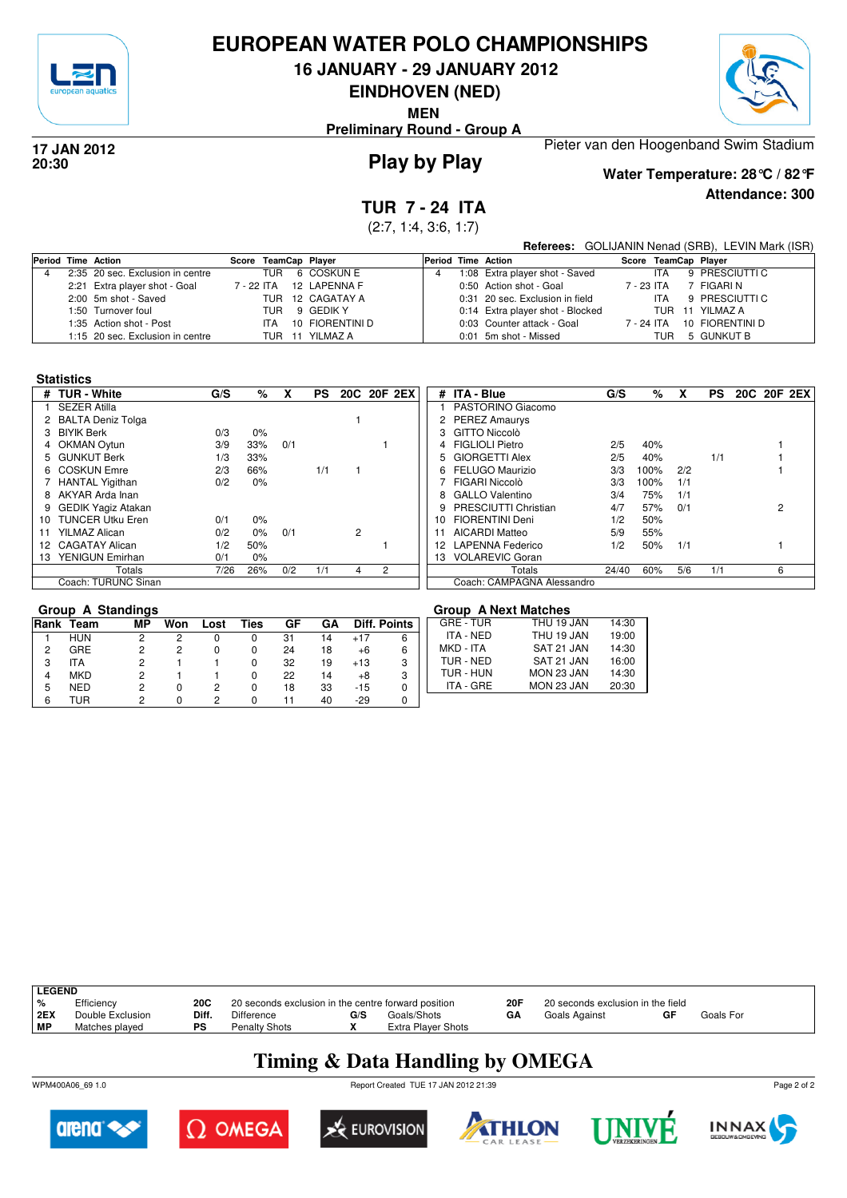# EUROPEAN WATER POLO CHAMPIONSHIPS

## 16 JANUARY - 29 JANUARY 2012

## EINDHOVEN (NED)

**MEN**

**Preliminary Round - Group A**

**17 JAN 2012**
**20:30**

## Play by Play

Pieter van den Hoogenband Swim Stadium

**Water Temperature: 28°C / 82°F**

**Attendance: 300**

## TUR 7 - 24 ITA

(2:7, 1:4, 3:6, 1:7)

**Referees:** GOLIJANIN Nenad (SRB), LEVIN Mark (ISR)

| Period | Time | Action | Score | TeamCap | Player |
|---|---|---|---|---|---|
| 4 | 2:35 | 20 sec. Exclusion in centre | | TUR 6 | COSKUN E |
| | 2:21 | Extra player shot - Goal | 7 - 22 | ITA 12 | LAPENNA F |
| | 2:00 | 5m shot - Saved | | TUR 12 | CAGATAY A |
| | 1:50 | Turnover foul | | TUR 9 | GEDIK Y |
| | 1:35 | Action shot - Post | | ITA 10 | FIORENTINI D |
| | 1:15 | 20 sec. Exclusion in centre | | TUR 11 | YILMAZ A |
| 4 | 1:08 | Extra player shot - Saved | | ITA 9 | PRESCIUTTI C |
| | 0:50 | Action shot - Goal | 7 - 23 | ITA 7 | FIGARI N |
| | 0:31 | 20 sec. Exclusion in field | | ITA 9 | PRESCIUTTI C |
| | 0:14 | Extra player shot - Blocked | | TUR 11 | YILMAZ A |
| | 0:03 | Counter attack - Goal | 7 - 24 | ITA 10 | FIORENTINI D |
| | 0:01 | 5m shot - Missed | | TUR 5 | GUNKUT B |

### Statistics

| # | TUR - White | G/S | % | X | PS | 20C | 20F | 2EX |
|---|---|---|---|---|---|---|---|---|
| 1 | SEZER Atilla | | | | | | | |
| 2 | BALTA Deniz Tolga | | | | | 1 | | |
| 3 | BIYIK Berk | 0/3 | 0% | | | | | |
| 4 | OKMAN Oytun | 3/9 | 33% | 0/1 | | | 1 | |
| 5 | GUNKUT Berk | 1/3 | 33% | | | | | |
| 6 | COSKUN Emre | 2/3 | 66% | | 1/1 | 1 | | |
| 7 | HANTAL Yigithan | 0/2 | 0% | | | | | |
| 8 | AKYAR Arda Inan | | | | | | | |
| 9 | GEDIK Yagiz Atakan | | | | | | | |
| 10 | TUNCER Utku Eren | 0/1 | 0% | | | | | |
| 11 | YILMAZ Alican | 0/2 | 0% | 0/1 | | 2 | | |
| 12 | CAGATAY Alican | 1/2 | 50% | | | | 1 | |
| 13 | YENIGUN Emirhan | 0/1 | 0% | | | | | |
| | Totals | 7/26 | 26% | 0/2 | 1/1 | 4 | 2 | |
| | Coach: TURUNC Sinan | | | | | | | |

| # | ITA - Blue | G/S | % | X | PS | 20C | 20F | 2EX |
|---|---|---|---|---|---|---|---|---|
| 1 | PASTORINO Giacomo | | | | | | | |
| 2 | PEREZ Amaurys | | | | | | | |
| 3 | GITTO Niccolò | | | | | | | |
| 4 | FIGLIOLI Pietro | 2/5 | 40% | | | | 1 | |
| 5 | GIORGETTI Alex | 2/5 | 40% | | 1/1 | | 1 | |
| 6 | FELUGO Maurizio | 3/3 | 100% | 2/2 | | | 1 | |
| 7 | FIGARI Niccolò | 3/3 | 100% | 1/1 | | | | |
| 8 | GALLO Valentino | 3/4 | 75% | 1/1 | | | | |
| 9 | PRESCIUTTI Christian | 4/7 | 57% | 0/1 | | | 2 | |
| 10 | FIORENTINI Deni | 1/2 | 50% | | | | | |
| 11 | AICARDI Matteo | 5/9 | 55% | | | | | |
| 12 | LAPENNA Federico | 1/2 | 50% | 1/1 | | | 1 | |
| 13 | VOLAREVIC Goran | | | | | | | |
| | Totals | 24/40 | 60% | 5/6 | 1/1 | | 6 | |
| | Coach: CAMPAGNA Alessandro | | | | | | | |

### Group A Standings

| Rank | Team | MP | Won | Lost | Ties | GF | GA | Diff. | Points |
|---|---|---|---|---|---|---|---|---|---|
| 1 | HUN | 2 | 2 | 0 | 0 | 31 | 14 | +17 | 6 |
| 2 | GRE | 2 | 2 | 0 | 0 | 24 | 18 | +6 | 6 |
| 3 | ITA | 2 | 1 | 1 | 0 | 32 | 19 | +13 | 3 |
| 4 | MKD | 2 | 1 | 1 | 0 | 22 | 14 | +8 | 3 |
| 5 | NED | 2 | 0 | 2 | 0 | 18 | 33 | -15 | 0 |
| 6 | TUR | 2 | 0 | 2 | 0 | 11 | 40 | -29 | 0 |

### Group A Next Matches

| | | |
|---|---|---|
| GRE - TUR | THU 19 JAN | 14:30 |
| ITA - NED | THU 19 JAN | 19:00 |
| MKD - ITA | SAT 21 JAN | 14:30 |
| TUR - NED | SAT 21 JAN | 16:00 |
| TUR - HUN | MON 23 JAN | 14:30 |
| ITA - GRE | MON 23 JAN | 20:30 |

**LEGEND**

| | | | | | | | |
|---|---|---|---|---|---|---|---|
| % | Efficiency | 20C | 20 seconds exclusion in the centre forward position | 20F | 20 seconds exclusion in the field | | |
| 2EX | Double Exclusion | Diff. | Difference | G/S | Goals/Shots | GA | Goals Against |
| MP | Matches played | PS | Penalty Shots | X | Extra Player Shots | GF | Goals For |

## Timing & Data Handling by OMEGA

WPM400A06_69 1.0 — Report Created TUE 17 JAN 2012 21:39